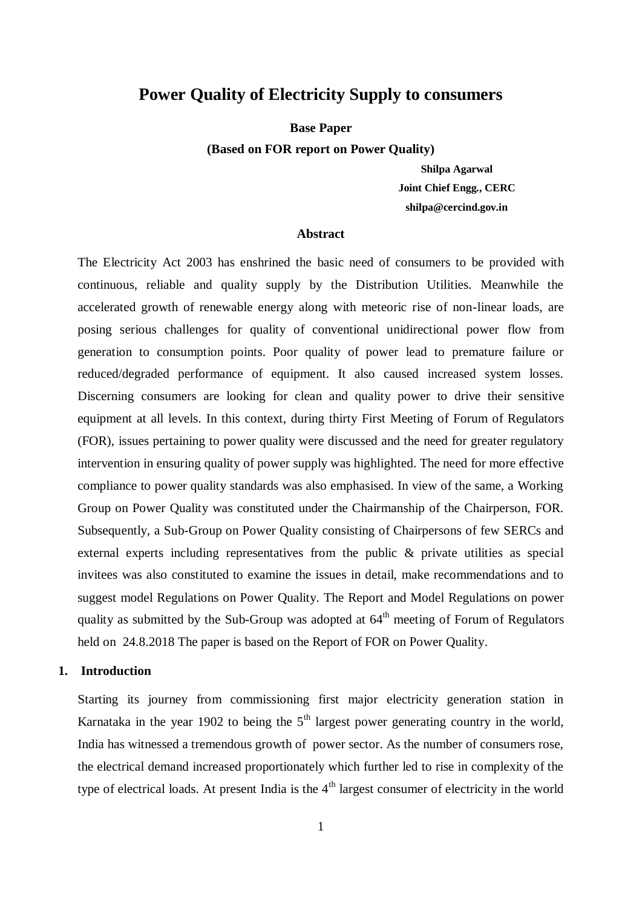# Power Quality of Electricity Supply to consumers

**Base Paper**

**(Based on FOR report on Power Quality)**

**Shilpa Agarwal**
**Joint Chief Engg., CERC**
**shilpa@cercind.gov.in**

### Abstract

The Electricity Act 2003 has enshrined the basic need of consumers to be provided with continuous, reliable and quality supply by the Distribution Utilities. Meanwhile the accelerated growth of renewable energy along with meteoric rise of non-linear loads, are posing serious challenges for quality of conventional unidirectional power flow from generation to consumption points. Poor quality of power lead to premature failure or reduced/degraded performance of equipment. It also caused increased system losses. Discerning consumers are looking for clean and quality power to drive their sensitive equipment at all levels. In this context, during thirty First Meeting of Forum of Regulators (FOR), issues pertaining to power quality were discussed and the need for greater regulatory intervention in ensuring quality of power supply was highlighted. The need for more effective compliance to power quality standards was also emphasised. In view of the same, a Working Group on Power Quality was constituted under the Chairmanship of the Chairperson, FOR. Subsequently, a Sub-Group on Power Quality consisting of Chairpersons of few SERCs and external experts including representatives from the public & private utilities as special invitees was also constituted to examine the issues in detail, make recommendations and to suggest model Regulations on Power Quality. The Report and Model Regulations on power quality as submitted by the Sub-Group was adopted at 64th meeting of Forum of Regulators held on 24.8.2018 The paper is based on the Report of FOR on Power Quality.

## 1. Introduction

Starting its journey from commissioning first major electricity generation station in Karnataka in the year 1902 to being the 5th largest power generating country in the world, India has witnessed a tremendous growth of power sector. As the number of consumers rose, the electrical demand increased proportionately which further led to rise in complexity of the type of electrical loads. At present India is the 4th largest consumer of electricity in the world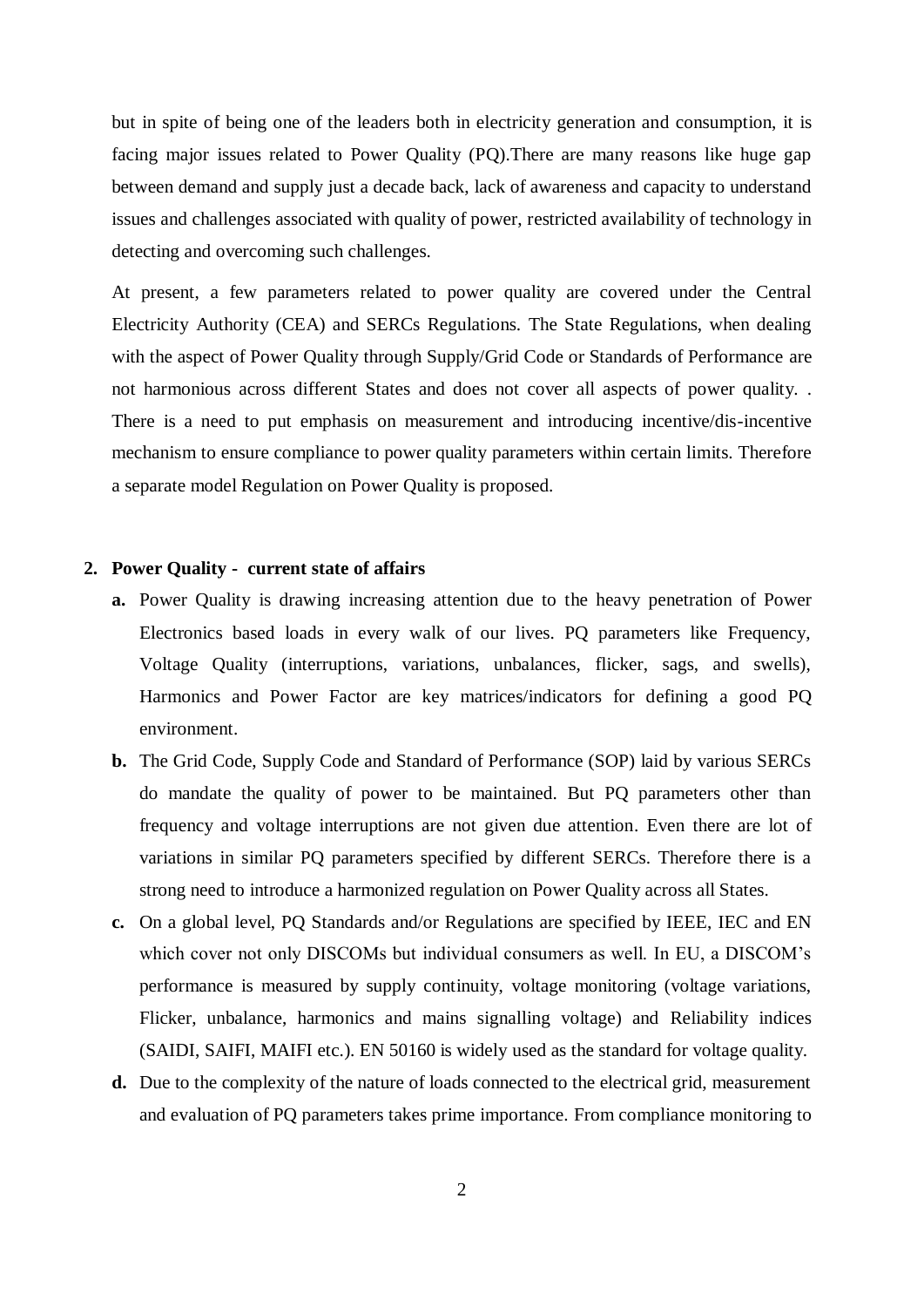but in spite of being one of the leaders both in electricity generation and consumption, it is facing major issues related to Power Quality (PQ).There are many reasons like huge gap between demand and supply just a decade back, lack of awareness and capacity to understand issues and challenges associated with quality of power, restricted availability of technology in detecting and overcoming such challenges.

At present, a few parameters related to power quality are covered under the Central Electricity Authority (CEA) and SERCs Regulations. The State Regulations, when dealing with the aspect of Power Quality through Supply/Grid Code or Standards of Performance are not harmonious across different States and does not cover all aspects of power quality. . There is a need to put emphasis on measurement and introducing incentive/dis-incentive mechanism to ensure compliance to power quality parameters within certain limits. Therefore a separate model Regulation on Power Quality is proposed.

## 2. Power Quality - current state of affairs

**a.** Power Quality is drawing increasing attention due to the heavy penetration of Power Electronics based loads in every walk of our lives. PQ parameters like Frequency, Voltage Quality (interruptions, variations, unbalances, flicker, sags, and swells), Harmonics and Power Factor are key matrices/indicators for defining a good PQ environment.

**b.** The Grid Code, Supply Code and Standard of Performance (SOP) laid by various SERCs do mandate the quality of power to be maintained. But PQ parameters other than frequency and voltage interruptions are not given due attention. Even there are lot of variations in similar PQ parameters specified by different SERCs. Therefore there is a strong need to introduce a harmonized regulation on Power Quality across all States.

**c.** On a global level, PQ Standards and/or Regulations are specified by IEEE, IEC and EN which cover not only DISCOMs but individual consumers as well. In EU, a DISCOM's performance is measured by supply continuity, voltage monitoring (voltage variations, Flicker, unbalance, harmonics and mains signalling voltage) and Reliability indices (SAIDI, SAIFI, MAIFI etc.). EN 50160 is widely used as the standard for voltage quality.

**d.** Due to the complexity of the nature of loads connected to the electrical grid, measurement and evaluation of PQ parameters takes prime importance. From compliance monitoring to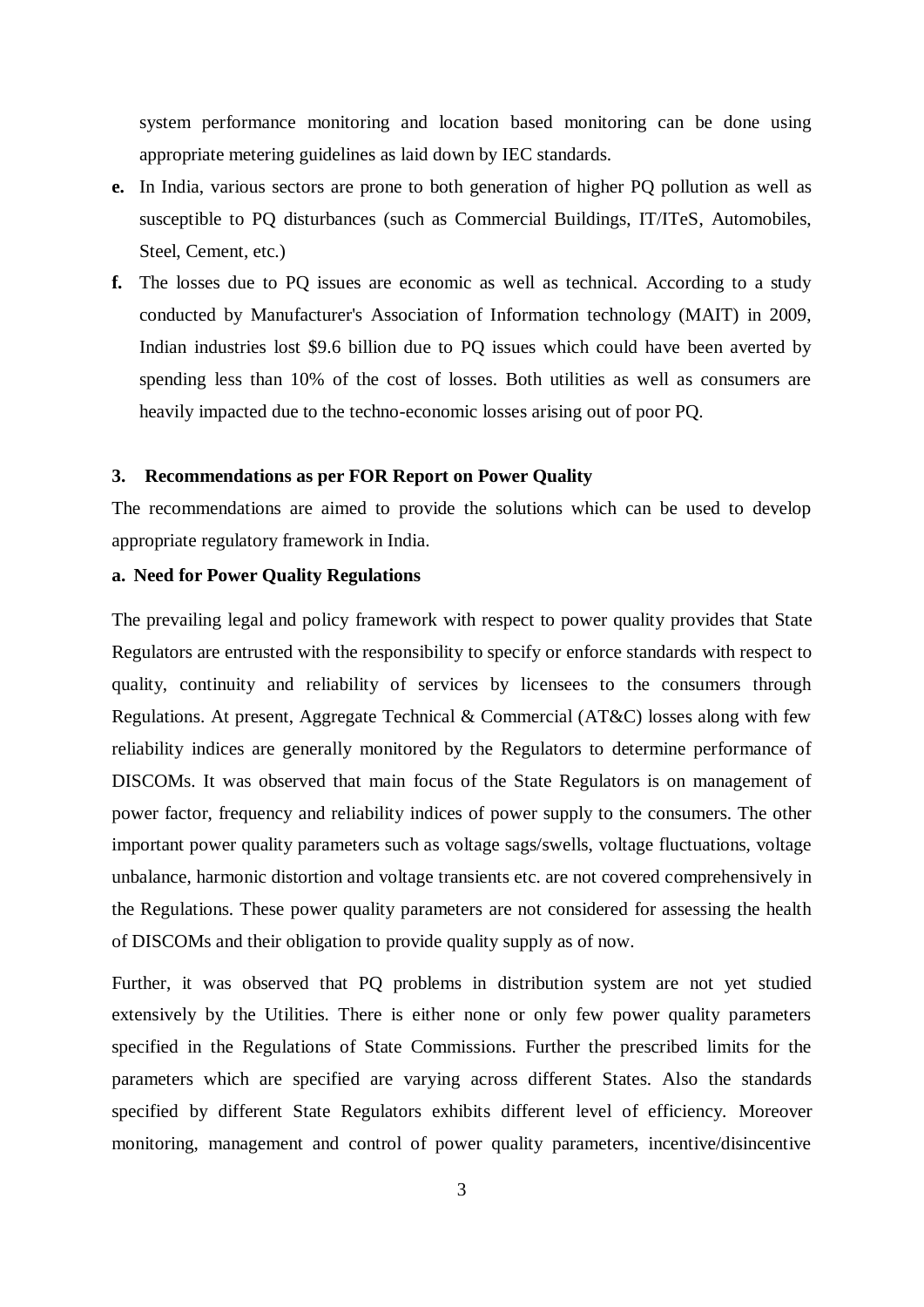system performance monitoring and location based monitoring can be done using appropriate metering guidelines as laid down by IEC standards.

**e.** In India, various sectors are prone to both generation of higher PQ pollution as well as susceptible to PQ disturbances (such as Commercial Buildings, IT/ITeS, Automobiles, Steel, Cement, etc.)

**f.** The losses due to PQ issues are economic as well as technical. According to a study conducted by Manufacturer's Association of Information technology (MAIT) in 2009, Indian industries lost $9.6 billion due to PQ issues which could have been averted by spending less than 10% of the cost of losses. Both utilities as well as consumers are heavily impacted due to the techno-economic losses arising out of poor PQ.

## 3. Recommendations as per FOR Report on Power Quality

The recommendations are aimed to provide the solutions which can be used to develop appropriate regulatory framework in India.

### a. Need for Power Quality Regulations

The prevailing legal and policy framework with respect to power quality provides that State Regulators are entrusted with the responsibility to specify or enforce standards with respect to quality, continuity and reliability of services by licensees to the consumers through Regulations. At present, Aggregate Technical & Commercial (AT&C) losses along with few reliability indices are generally monitored by the Regulators to determine performance of DISCOMs. It was observed that main focus of the State Regulators is on management of power factor, frequency and reliability indices of power supply to the consumers. The other important power quality parameters such as voltage sags/swells, voltage fluctuations, voltage unbalance, harmonic distortion and voltage transients etc. are not covered comprehensively in the Regulations. These power quality parameters are not considered for assessing the health of DISCOMs and their obligation to provide quality supply as of now.

Further, it was observed that PQ problems in distribution system are not yet studied extensively by the Utilities. There is either none or only few power quality parameters specified in the Regulations of State Commissions. Further the prescribed limits for the parameters which are specified are varying across different States. Also the standards specified by different State Regulators exhibits different level of efficiency. Moreover monitoring, management and control of power quality parameters, incentive/disincentive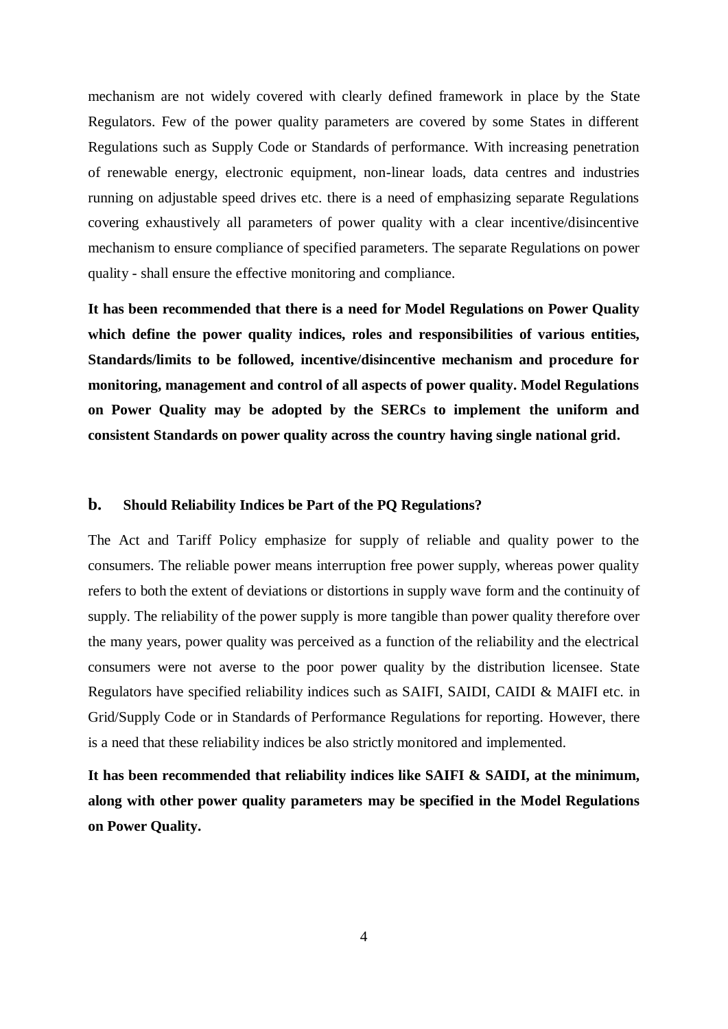mechanism are not widely covered with clearly defined framework in place by the State Regulators. Few of the power quality parameters are covered by some States in different Regulations such as Supply Code or Standards of performance. With increasing penetration of renewable energy, electronic equipment, non-linear loads, data centres and industries running on adjustable speed drives etc. there is a need of emphasizing separate Regulations covering exhaustively all parameters of power quality with a clear incentive/disincentive mechanism to ensure compliance of specified parameters. The separate Regulations on power quality - shall ensure the effective monitoring and compliance.

**It has been recommended that there is a need for Model Regulations on Power Quality which define the power quality indices, roles and responsibilities of various entities, Standards/limits to be followed, incentive/disincentive mechanism and procedure for monitoring, management and control of all aspects of power quality. Model Regulations on Power Quality may be adopted by the SERCs to implement the uniform and consistent Standards on power quality across the country having single national grid.**

### b. Should Reliability Indices be Part of the PQ Regulations?

The Act and Tariff Policy emphasize for supply of reliable and quality power to the consumers. The reliable power means interruption free power supply, whereas power quality refers to both the extent of deviations or distortions in supply wave form and the continuity of supply. The reliability of the power supply is more tangible than power quality therefore over the many years, power quality was perceived as a function of the reliability and the electrical consumers were not averse to the poor power quality by the distribution licensee. State Regulators have specified reliability indices such as SAIFI, SAIDI, CAIDI & MAIFI etc. in Grid/Supply Code or in Standards of Performance Regulations for reporting. However, there is a need that these reliability indices be also strictly monitored and implemented.

**It has been recommended that reliability indices like SAIFI & SAIDI, at the minimum, along with other power quality parameters may be specified in the Model Regulations on Power Quality.**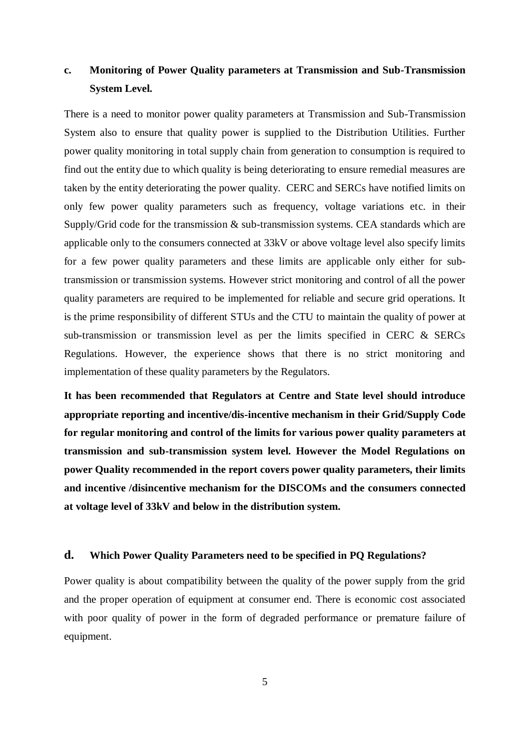### c. Monitoring of Power Quality parameters at Transmission and Sub-Transmission System Level.

There is a need to monitor power quality parameters at Transmission and Sub-Transmission System also to ensure that quality power is supplied to the Distribution Utilities. Further power quality monitoring in total supply chain from generation to consumption is required to find out the entity due to which quality is being deteriorating to ensure remedial measures are taken by the entity deteriorating the power quality. CERC and SERCs have notified limits on only few power quality parameters such as frequency, voltage variations etc. in their Supply/Grid code for the transmission & sub-transmission systems. CEA standards which are applicable only to the consumers connected at 33kV or above voltage level also specify limits for a few power quality parameters and these limits are applicable only either for sub-transmission or transmission systems. However strict monitoring and control of all the power quality parameters are required to be implemented for reliable and secure grid operations. It is the prime responsibility of different STUs and the CTU to maintain the quality of power at sub-transmission or transmission level as per the limits specified in CERC & SERCs Regulations. However, the experience shows that there is no strict monitoring and implementation of these quality parameters by the Regulators.

**It has been recommended that Regulators at Centre and State level should introduce appropriate reporting and incentive/dis-incentive mechanism in their Grid/Supply Code for regular monitoring and control of the limits for various power quality parameters at transmission and sub-transmission system level. However the Model Regulations on power Quality recommended in the report covers power quality parameters, their limits and incentive /disincentive mechanism for the DISCOMs and the consumers connected at voltage level of 33kV and below in the distribution system.**

### d. Which Power Quality Parameters need to be specified in PQ Regulations?

Power quality is about compatibility between the quality of the power supply from the grid and the proper operation of equipment at consumer end. There is economic cost associated with poor quality of power in the form of degraded performance or premature failure of equipment.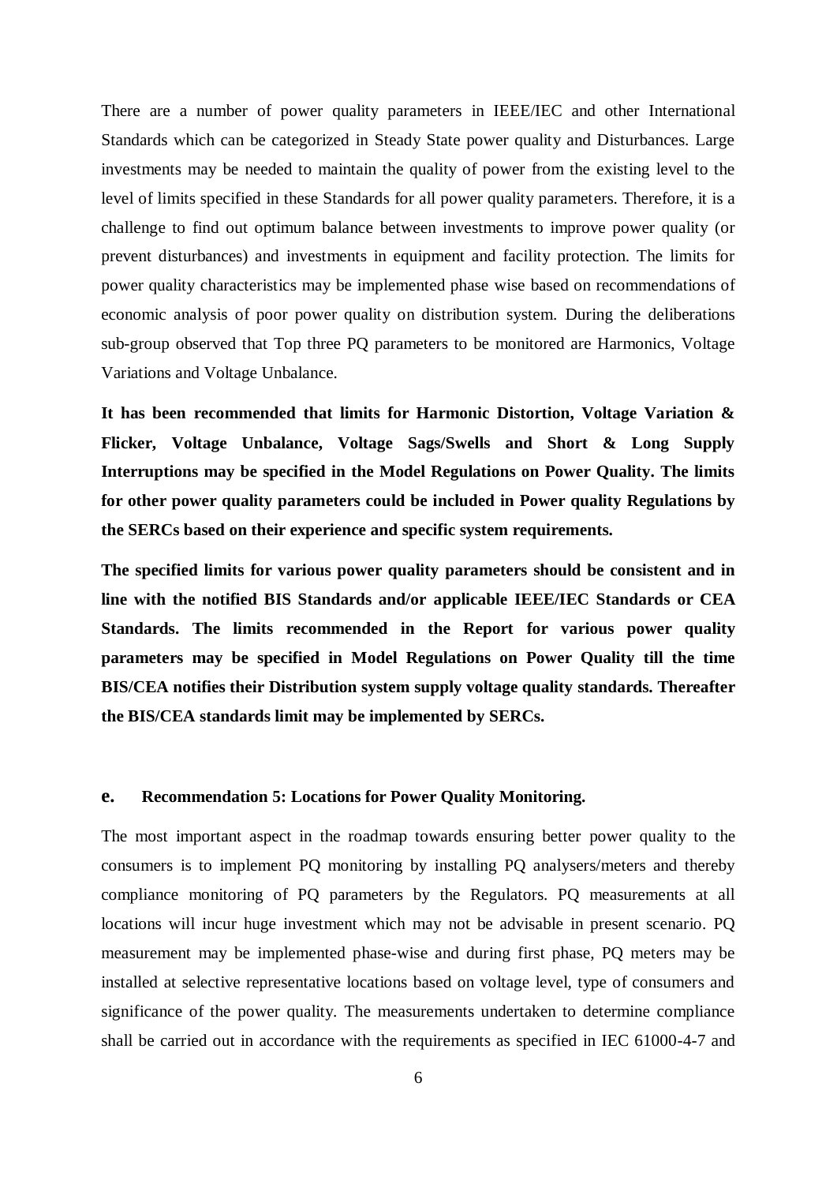There are a number of power quality parameters in IEEE/IEC and other International Standards which can be categorized in Steady State power quality and Disturbances. Large investments may be needed to maintain the quality of power from the existing level to the level of limits specified in these Standards for all power quality parameters. Therefore, it is a challenge to find out optimum balance between investments to improve power quality (or prevent disturbances) and investments in equipment and facility protection. The limits for power quality characteristics may be implemented phase wise based on recommendations of economic analysis of poor power quality on distribution system. During the deliberations sub-group observed that Top three PQ parameters to be monitored are Harmonics, Voltage Variations and Voltage Unbalance.

**It has been recommended that limits for Harmonic Distortion, Voltage Variation & Flicker, Voltage Unbalance, Voltage Sags/Swells and Short & Long Supply Interruptions may be specified in the Model Regulations on Power Quality. The limits for other power quality parameters could be included in Power quality Regulations by the SERCs based on their experience and specific system requirements.**

**The specified limits for various power quality parameters should be consistent and in line with the notified BIS Standards and/or applicable IEEE/IEC Standards or CEA Standards. The limits recommended in the Report for various power quality parameters may be specified in Model Regulations on Power Quality till the time BIS/CEA notifies their Distribution system supply voltage quality standards. Thereafter the BIS/CEA standards limit may be implemented by SERCs.**

### e. Recommendation 5: Locations for Power Quality Monitoring.

The most important aspect in the roadmap towards ensuring better power quality to the consumers is to implement PQ monitoring by installing PQ analysers/meters and thereby compliance monitoring of PQ parameters by the Regulators. PQ measurements at all locations will incur huge investment which may not be advisable in present scenario. PQ measurement may be implemented phase-wise and during first phase, PQ meters may be installed at selective representative locations based on voltage level, type of consumers and significance of the power quality. The measurements undertaken to determine compliance shall be carried out in accordance with the requirements as specified in IEC 61000-4-7 and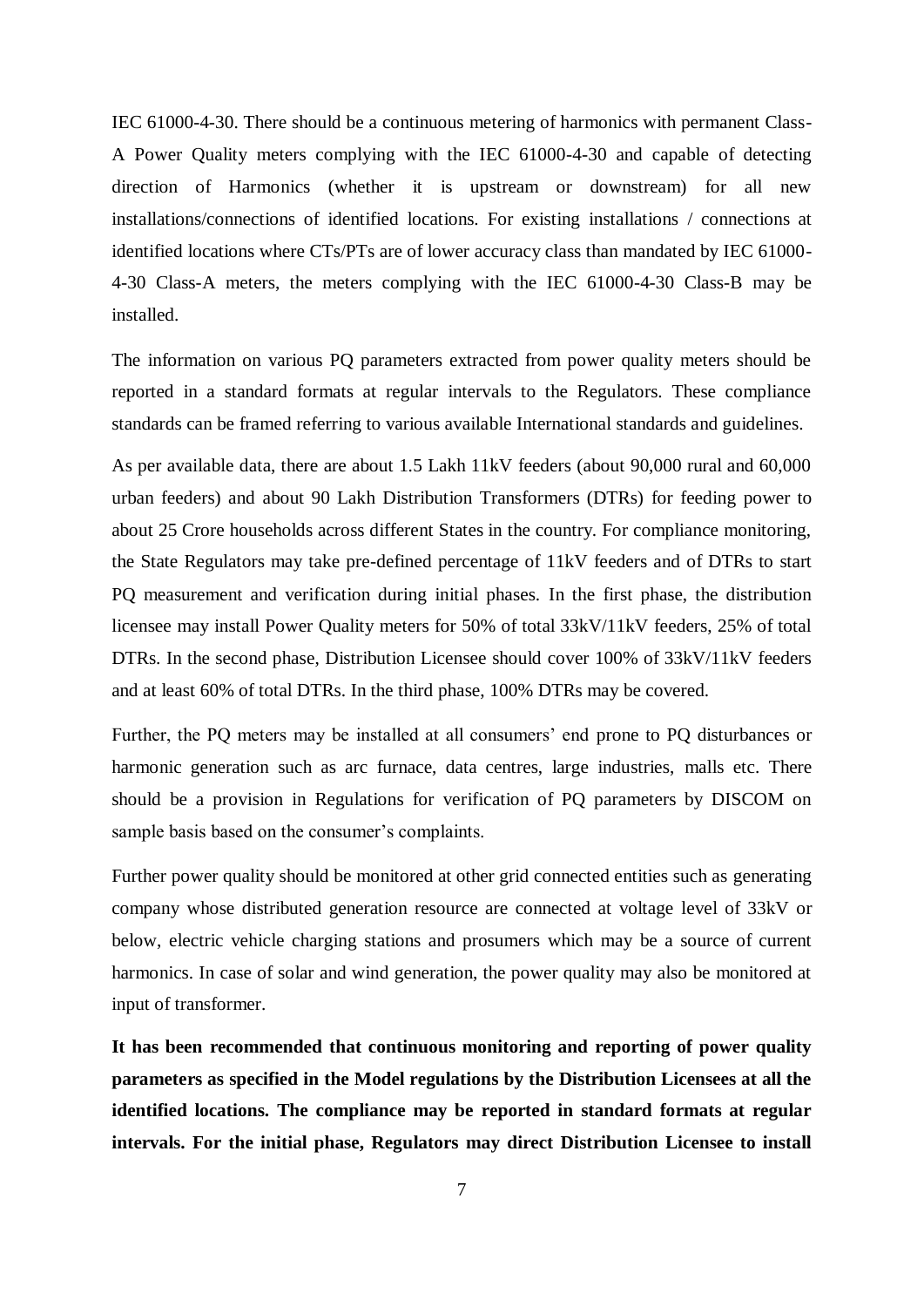IEC 61000-4-30. There should be a continuous metering of harmonics with permanent Class-A Power Quality meters complying with the IEC 61000-4-30 and capable of detecting direction of Harmonics (whether it is upstream or downstream) for all new installations/connections of identified locations. For existing installations / connections at identified locations where CTs/PTs are of lower accuracy class than mandated by IEC 61000-4-30 Class-A meters, the meters complying with the IEC 61000-4-30 Class-B may be installed.

The information on various PQ parameters extracted from power quality meters should be reported in a standard formats at regular intervals to the Regulators. These compliance standards can be framed referring to various available International standards and guidelines.

As per available data, there are about 1.5 Lakh 11kV feeders (about 90,000 rural and 60,000 urban feeders) and about 90 Lakh Distribution Transformers (DTRs) for feeding power to about 25 Crore households across different States in the country. For compliance monitoring, the State Regulators may take pre-defined percentage of 11kV feeders and of DTRs to start PQ measurement and verification during initial phases. In the first phase, the distribution licensee may install Power Quality meters for 50% of total 33kV/11kV feeders, 25% of total DTRs. In the second phase, Distribution Licensee should cover 100% of 33kV/11kV feeders and at least 60% of total DTRs. In the third phase, 100% DTRs may be covered.

Further, the PQ meters may be installed at all consumers' end prone to PQ disturbances or harmonic generation such as arc furnace, data centres, large industries, malls etc. There should be a provision in Regulations for verification of PQ parameters by DISCOM on sample basis based on the consumer's complaints.

Further power quality should be monitored at other grid connected entities such as generating company whose distributed generation resource are connected at voltage level of 33kV or below, electric vehicle charging stations and prosumers which may be a source of current harmonics. In case of solar and wind generation, the power quality may also be monitored at input of transformer.

**It has been recommended that continuous monitoring and reporting of power quality parameters as specified in the Model regulations by the Distribution Licensees at all the identified locations. The compliance may be reported in standard formats at regular intervals. For the initial phase, Regulators may direct Distribution Licensee to install**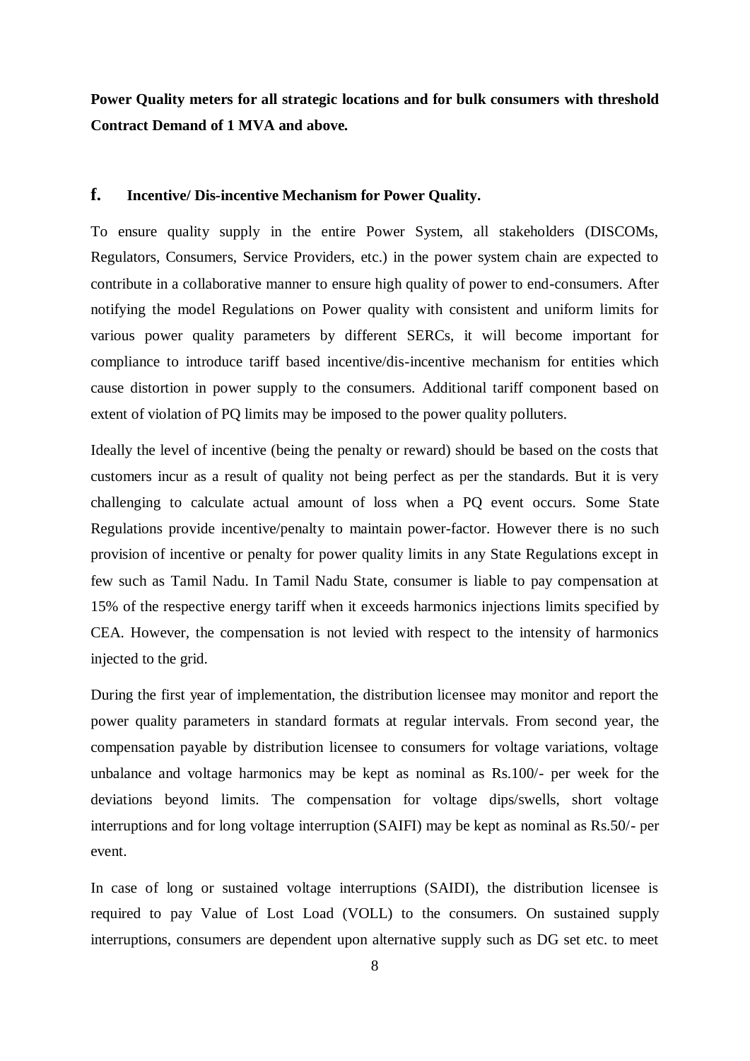**Power Quality meters for all strategic locations and for bulk consumers with threshold Contract Demand of 1 MVA and above.**

## f. Incentive/ Dis-incentive Mechanism for Power Quality.

To ensure quality supply in the entire Power System, all stakeholders (DISCOMs, Regulators, Consumers, Service Providers, etc.) in the power system chain are expected to contribute in a collaborative manner to ensure high quality of power to end-consumers. After notifying the model Regulations on Power quality with consistent and uniform limits for various power quality parameters by different SERCs, it will become important for compliance to introduce tariff based incentive/dis-incentive mechanism for entities which cause distortion in power supply to the consumers. Additional tariff component based on extent of violation of PQ limits may be imposed to the power quality polluters.

Ideally the level of incentive (being the penalty or reward) should be based on the costs that customers incur as a result of quality not being perfect as per the standards. But it is very challenging to calculate actual amount of loss when a PQ event occurs. Some State Regulations provide incentive/penalty to maintain power-factor. However there is no such provision of incentive or penalty for power quality limits in any State Regulations except in few such as Tamil Nadu. In Tamil Nadu State, consumer is liable to pay compensation at 15% of the respective energy tariff when it exceeds harmonics injections limits specified by CEA. However, the compensation is not levied with respect to the intensity of harmonics injected to the grid.

During the first year of implementation, the distribution licensee may monitor and report the power quality parameters in standard formats at regular intervals. From second year, the compensation payable by distribution licensee to consumers for voltage variations, voltage unbalance and voltage harmonics may be kept as nominal as Rs.100/- per week for the deviations beyond limits. The compensation for voltage dips/swells, short voltage interruptions and for long voltage interruption (SAIFI) may be kept as nominal as Rs.50/- per event.

In case of long or sustained voltage interruptions (SAIDI), the distribution licensee is required to pay Value of Lost Load (VOLL) to the consumers. On sustained supply interruptions, consumers are dependent upon alternative supply such as DG set etc. to meet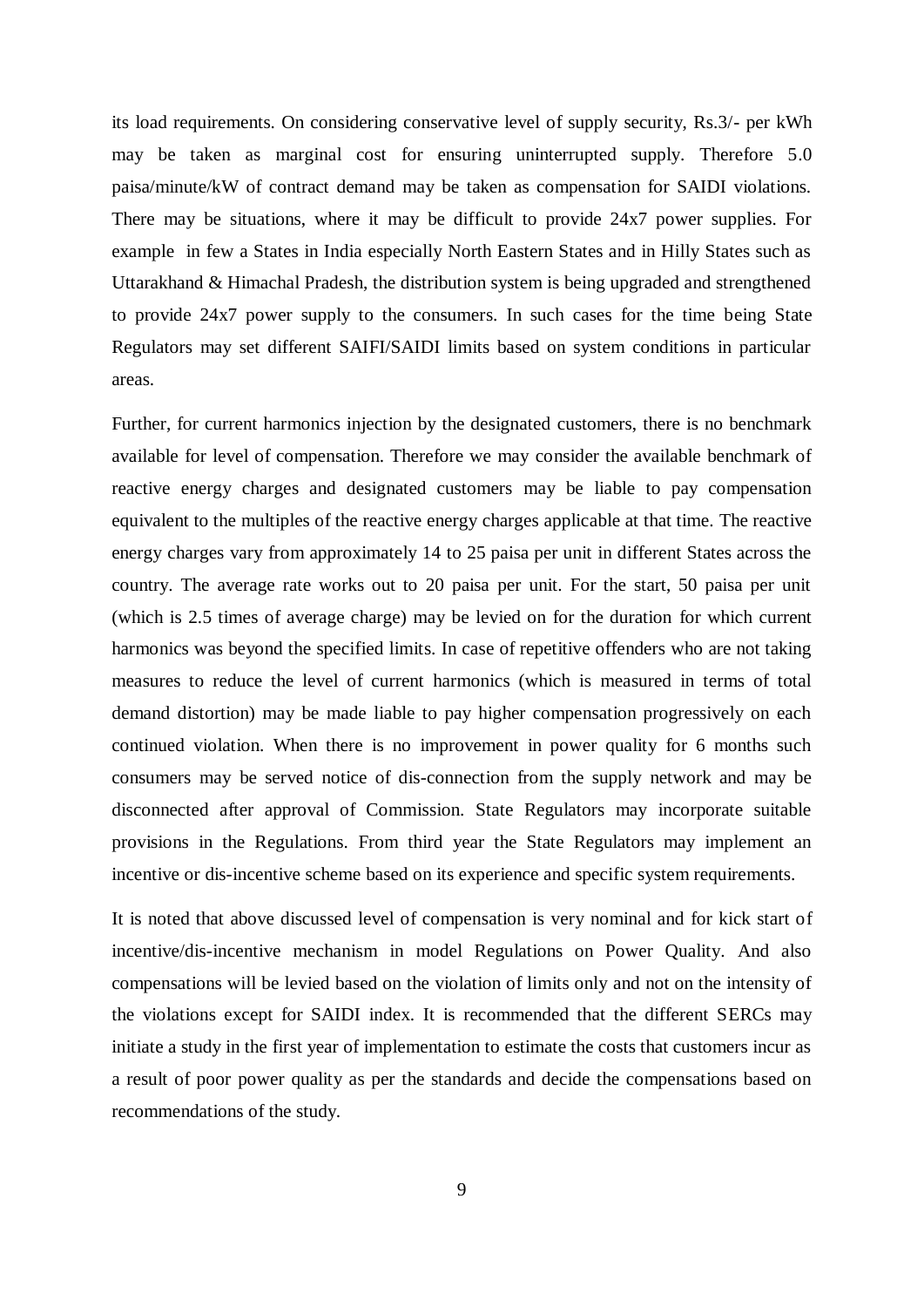its load requirements. On considering conservative level of supply security, Rs.3/- per kWh may be taken as marginal cost for ensuring uninterrupted supply. Therefore 5.0 paisa/minute/kW of contract demand may be taken as compensation for SAIDI violations. There may be situations, where it may be difficult to provide 24x7 power supplies. For example in few a States in India especially North Eastern States and in Hilly States such as Uttarakhand & Himachal Pradesh, the distribution system is being upgraded and strengthened to provide 24x7 power supply to the consumers. In such cases for the time being State Regulators may set different SAIFI/SAIDI limits based on system conditions in particular areas.

Further, for current harmonics injection by the designated customers, there is no benchmark available for level of compensation. Therefore we may consider the available benchmark of reactive energy charges and designated customers may be liable to pay compensation equivalent to the multiples of the reactive energy charges applicable at that time. The reactive energy charges vary from approximately 14 to 25 paisa per unit in different States across the country. The average rate works out to 20 paisa per unit. For the start, 50 paisa per unit (which is 2.5 times of average charge) may be levied on for the duration for which current harmonics was beyond the specified limits. In case of repetitive offenders who are not taking measures to reduce the level of current harmonics (which is measured in terms of total demand distortion) may be made liable to pay higher compensation progressively on each continued violation. When there is no improvement in power quality for 6 months such consumers may be served notice of dis-connection from the supply network and may be disconnected after approval of Commission. State Regulators may incorporate suitable provisions in the Regulations. From third year the State Regulators may implement an incentive or dis-incentive scheme based on its experience and specific system requirements.

It is noted that above discussed level of compensation is very nominal and for kick start of incentive/dis-incentive mechanism in model Regulations on Power Quality. And also compensations will be levied based on the violation of limits only and not on the intensity of the violations except for SAIDI index. It is recommended that the different SERCs may initiate a study in the first year of implementation to estimate the costs that customers incur as a result of poor power quality as per the standards and decide the compensations based on recommendations of the study.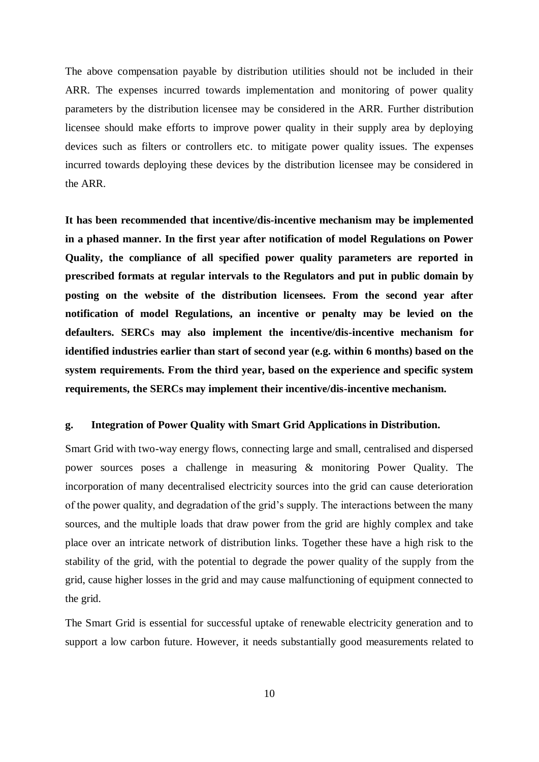The above compensation payable by distribution utilities should not be included in their ARR. The expenses incurred towards implementation and monitoring of power quality parameters by the distribution licensee may be considered in the ARR. Further distribution licensee should make efforts to improve power quality in their supply area by deploying devices such as filters or controllers etc. to mitigate power quality issues. The expenses incurred towards deploying these devices by the distribution licensee may be considered in the ARR.

**It has been recommended that incentive/dis-incentive mechanism may be implemented in a phased manner. In the first year after notification of model Regulations on Power Quality, the compliance of all specified power quality parameters are reported in prescribed formats at regular intervals to the Regulators and put in public domain by posting on the website of the distribution licensees. From the second year after notification of model Regulations, an incentive or penalty may be levied on the defaulters. SERCs may also implement the incentive/dis-incentive mechanism for identified industries earlier than start of second year (e.g. within 6 months) based on the system requirements. From the third year, based on the experience and specific system requirements, the SERCs may implement their incentive/dis-incentive mechanism.**

### g. Integration of Power Quality with Smart Grid Applications in Distribution.

Smart Grid with two-way energy flows, connecting large and small, centralised and dispersed power sources poses a challenge in measuring & monitoring Power Quality. The incorporation of many decentralised electricity sources into the grid can cause deterioration of the power quality, and degradation of the grid's supply. The interactions between the many sources, and the multiple loads that draw power from the grid are highly complex and take place over an intricate network of distribution links. Together these have a high risk to the stability of the grid, with the potential to degrade the power quality of the supply from the grid, cause higher losses in the grid and may cause malfunctioning of equipment connected to the grid.

The Smart Grid is essential for successful uptake of renewable electricity generation and to support a low carbon future. However, it needs substantially good measurements related to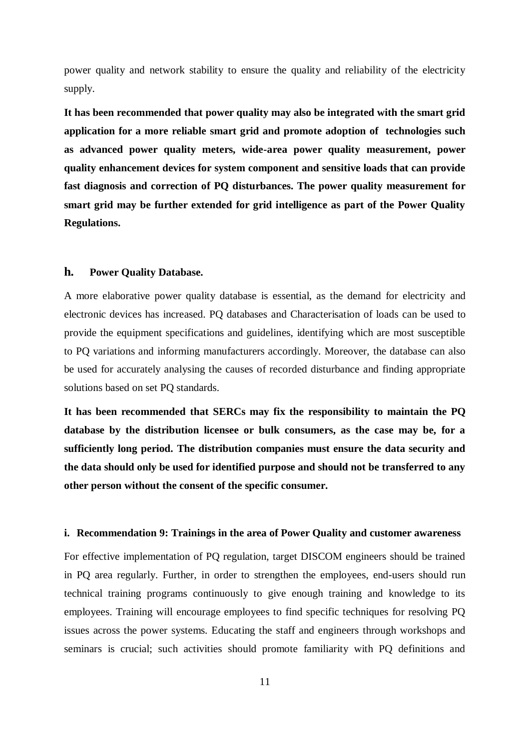power quality and network stability to ensure the quality and reliability of the electricity supply.

**It has been recommended that power quality may also be integrated with the smart grid application for a more reliable smart grid and promote adoption of technologies such as advanced power quality meters, wide-area power quality measurement, power quality enhancement devices for system component and sensitive loads that can provide fast diagnosis and correction of PQ disturbances. The power quality measurement for smart grid may be further extended for grid intelligence as part of the Power Quality Regulations.**

### h. Power Quality Database.

A more elaborative power quality database is essential, as the demand for electricity and electronic devices has increased. PQ databases and Characterisation of loads can be used to provide the equipment specifications and guidelines, identifying which are most susceptible to PQ variations and informing manufacturers accordingly. Moreover, the database can also be used for accurately analysing the causes of recorded disturbance and finding appropriate solutions based on set PQ standards.

**It has been recommended that SERCs may fix the responsibility to maintain the PQ database by the distribution licensee or bulk consumers, as the case may be, for a sufficiently long period. The distribution companies must ensure the data security and the data should only be used for identified purpose and should not be transferred to any other person without the consent of the specific consumer.**

### i. Recommendation 9: Trainings in the area of Power Quality and customer awareness

For effective implementation of PQ regulation, target DISCOM engineers should be trained in PQ area regularly. Further, in order to strengthen the employees, end-users should run technical training programs continuously to give enough training and knowledge to its employees. Training will encourage employees to find specific techniques for resolving PQ issues across the power systems. Educating the staff and engineers through workshops and seminars is crucial; such activities should promote familiarity with PQ definitions and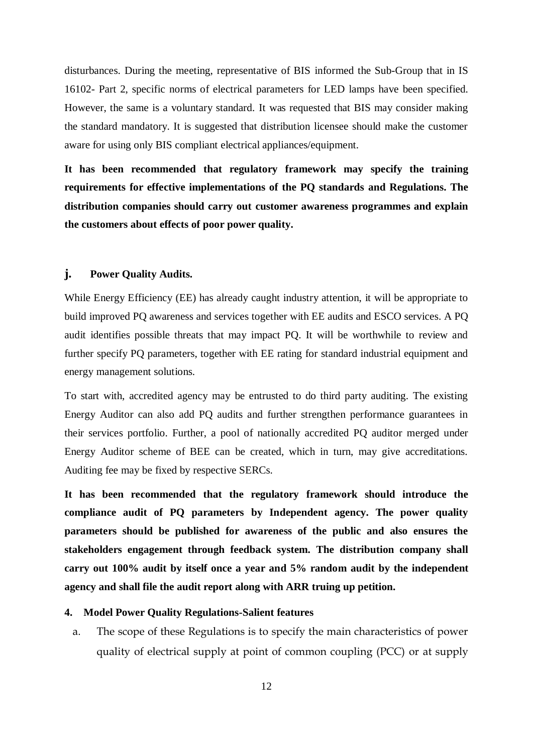disturbances. During the meeting, representative of BIS informed the Sub-Group that in IS 16102- Part 2, specific norms of electrical parameters for LED lamps have been specified. However, the same is a voluntary standard. It was requested that BIS may consider making the standard mandatory. It is suggested that distribution licensee should make the customer aware for using only BIS compliant electrical appliances/equipment.

**It has been recommended that regulatory framework may specify the training requirements for effective implementations of the PQ standards and Regulations. The distribution companies should carry out customer awareness programmes and explain the customers about effects of poor power quality.**

### j. Power Quality Audits.

While Energy Efficiency (EE) has already caught industry attention, it will be appropriate to build improved PQ awareness and services together with EE audits and ESCO services. A PQ audit identifies possible threats that may impact PQ. It will be worthwhile to review and further specify PQ parameters, together with EE rating for standard industrial equipment and energy management solutions.

To start with, accredited agency may be entrusted to do third party auditing. The existing Energy Auditor can also add PQ audits and further strengthen performance guarantees in their services portfolio. Further, a pool of nationally accredited PQ auditor merged under Energy Auditor scheme of BEE can be created, which in turn, may give accreditations. Auditing fee may be fixed by respective SERCs.

**It has been recommended that the regulatory framework should introduce the compliance audit of PQ parameters by Independent agency. The power quality parameters should be published for awareness of the public and also ensures the stakeholders engagement through feedback system. The distribution company shall carry out 100% audit by itself once a year and 5% random audit by the independent agency and shall file the audit report along with ARR truing up petition.**

## 4. Model Power Quality Regulations-Salient features

a. The scope of these Regulations is to specify the main characteristics of power quality of electrical supply at point of common coupling (PCC) or at supply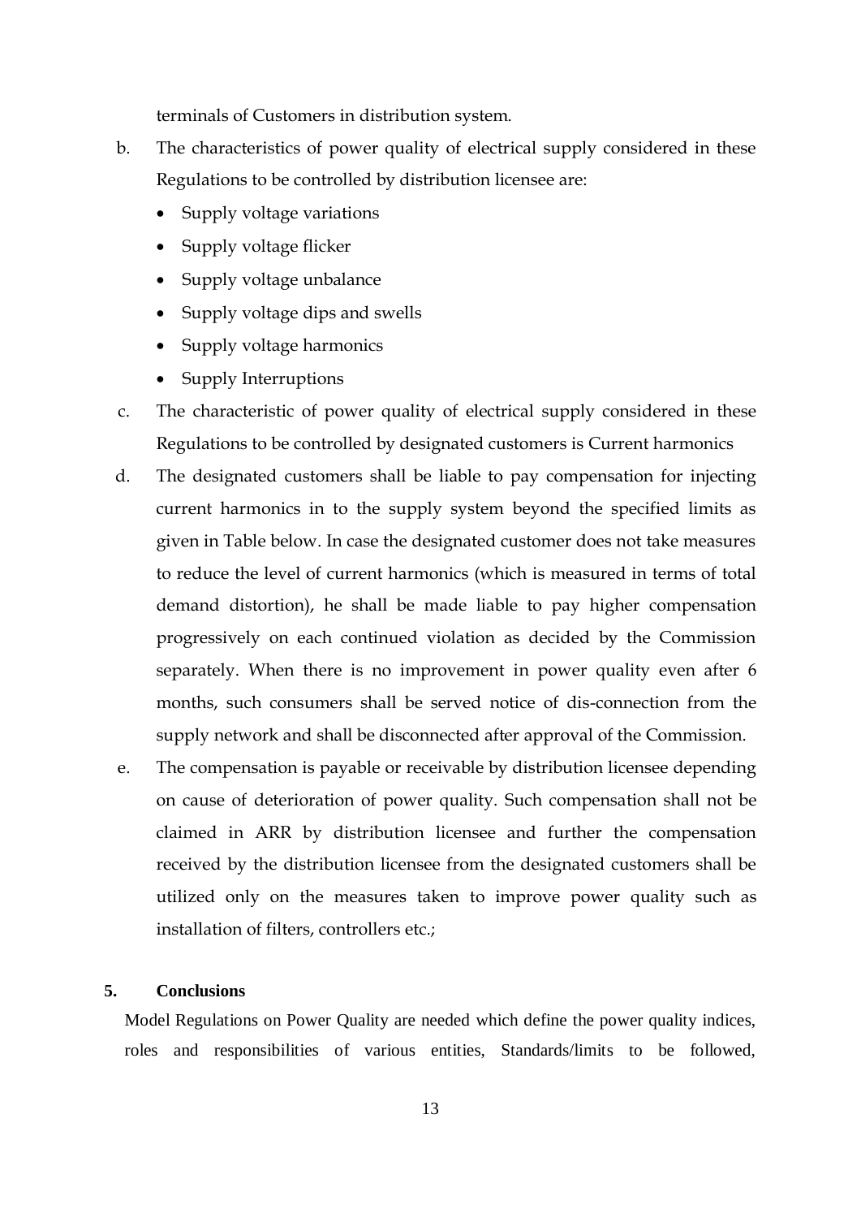terminals of Customers in distribution system.

b. The characteristics of power quality of electrical supply considered in these Regulations to be controlled by distribution licensee are:

   - Supply voltage variations
   - Supply voltage flicker
   - Supply voltage unbalance
   - Supply voltage dips and swells
   - Supply voltage harmonics
   - Supply Interruptions

c. The characteristic of power quality of electrical supply considered in these Regulations to be controlled by designated customers is Current harmonics

d. The designated customers shall be liable to pay compensation for injecting current harmonics in to the supply system beyond the specified limits as given in Table below. In case the designated customer does not take measures to reduce the level of current harmonics (which is measured in terms of total demand distortion), he shall be made liable to pay higher compensation progressively on each continued violation as decided by the Commission separately. When there is no improvement in power quality even after 6 months, such consumers shall be served notice of dis-connection from the supply network and shall be disconnected after approval of the Commission.

e. The compensation is payable or receivable by distribution licensee depending on cause of deterioration of power quality. Such compensation shall not be claimed in ARR by distribution licensee and further the compensation received by the distribution licensee from the designated customers shall be utilized only on the measures taken to improve power quality such as installation of filters, controllers etc.;

## 5. Conclusions

Model Regulations on Power Quality are needed which define the power quality indices, roles and responsibilities of various entities, Standards/limits to be followed,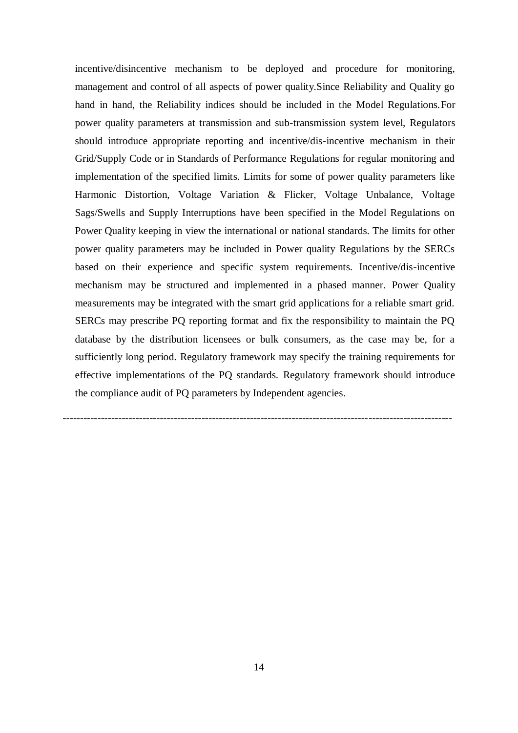incentive/disincentive mechanism to be deployed and procedure for monitoring, management and control of all aspects of power quality.Since Reliability and Quality go hand in hand, the Reliability indices should be included in the Model Regulations.For power quality parameters at transmission and sub-transmission system level, Regulators should introduce appropriate reporting and incentive/dis-incentive mechanism in their Grid/Supply Code or in Standards of Performance Regulations for regular monitoring and implementation of the specified limits. Limits for some of power quality parameters like Harmonic Distortion, Voltage Variation & Flicker, Voltage Unbalance, Voltage Sags/Swells and Supply Interruptions have been specified in the Model Regulations on Power Quality keeping in view the international or national standards. The limits for other power quality parameters may be included in Power quality Regulations by the SERCs based on their experience and specific system requirements. Incentive/dis-incentive mechanism may be structured and implemented in a phased manner. Power Quality measurements may be integrated with the smart grid applications for a reliable smart grid. SERCs may prescribe PQ reporting format and fix the responsibility to maintain the PQ database by the distribution licensees or bulk consumers, as the case may be, for a sufficiently long period. Regulatory framework may specify the training requirements for effective implementations of the PQ standards. Regulatory framework should introduce the compliance audit of PQ parameters by Independent agencies.

---